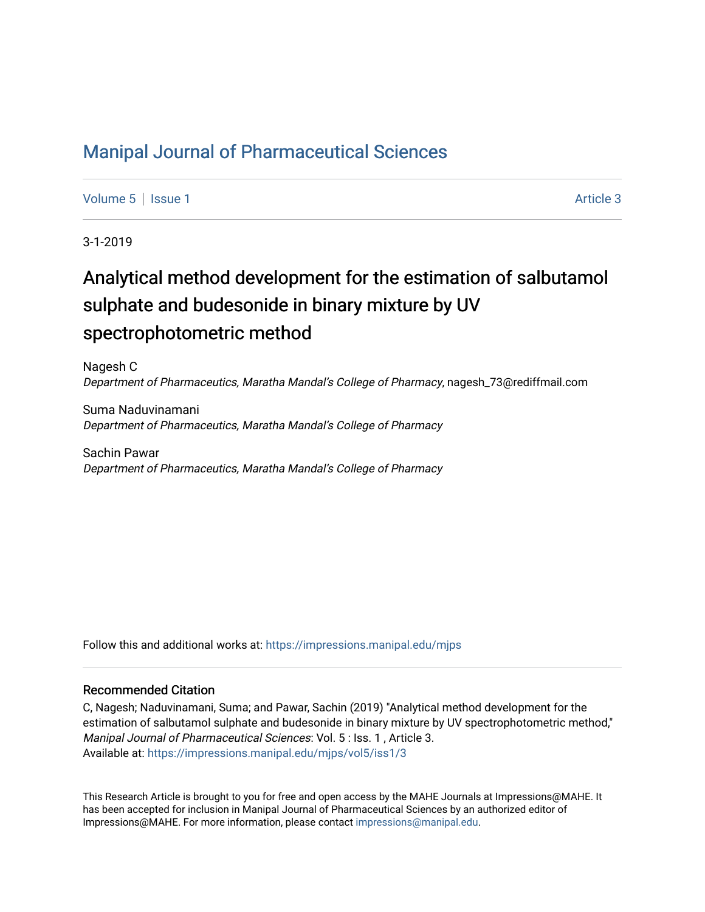# Manipal Journal of Pharmaceutical Sciences

Volume 5 | Issue 1 Article 3

3-1-2019

## Analytical method development for the estimation of salbutamol sulphate and budesonide in binary mixture by UV spectrophotometric method

Nagesh C
*Department of Pharmaceutics, Maratha Mandal's College of Pharmacy*, nagesh_73@rediffmail.com

Suma Naduvinamani
*Department of Pharmaceutics, Maratha Mandal's College of Pharmacy*

Sachin Pawar
*Department of Pharmaceutics, Maratha Mandal's College of Pharmacy*

Follow this and additional works at: https://impressions.manipal.edu/mjps

### Recommended Citation

C, Nagesh; Naduvinamani, Suma; and Pawar, Sachin (2019) "Analytical method development for the estimation of salbutamol sulphate and budesonide in binary mixture by UV spectrophotometric method," *Manipal Journal of Pharmaceutical Sciences*: Vol. 5 : Iss. 1 , Article 3.
Available at: https://impressions.manipal.edu/mjps/vol5/iss1/3

This Research Article is brought to you for free and open access by the MAHE Journals at Impressions@MAHE. It has been accepted for inclusion in Manipal Journal of Pharmaceutical Sciences by an authorized editor of Impressions@MAHE. For more information, please contact impressions@manipal.edu.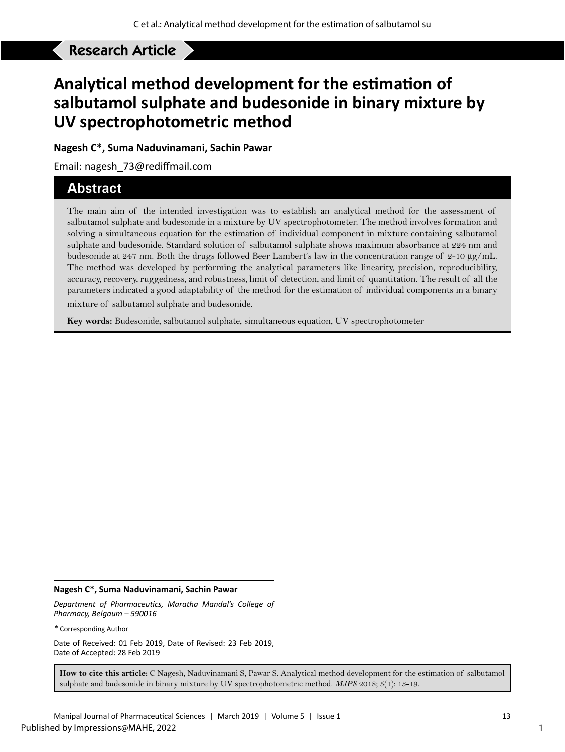Research Article

# Analytical method development for the estimation of salbutamol sulphate and budesonide in binary mixture by UV spectrophotometric method

**Nagesh C\*, Suma Naduvinamani, Sachin Pawar**

Email: nagesh_73@rediffmail.com

## Abstract

The main aim of the intended investigation was to establish an analytical method for the assessment of salbutamol sulphate and budesonide in a mixture by UV spectrophotometer. The method involves formation and solving a simultaneous equation for the estimation of individual component in mixture containing salbutamol sulphate and budesonide. Standard solution of salbutamol sulphate shows maximum absorbance at 224 nm and budesonide at 247 nm. Both the drugs followed Beer Lambert's law in the concentration range of 2-10 µg/mL. The method was developed by performing the analytical parameters like linearity, precision, reproducibility, accuracy, recovery, ruggedness, and robustness, limit of detection, and limit of quantitation. The result of all the parameters indicated a good adaptability of the method for the estimation of individual components in a binary mixture of salbutamol sulphate and budesonide.

**Key words:** Budesonide, salbutamol sulphate, simultaneous equation, UV spectrophotometer

**Nagesh C\*, Suma Naduvinamani, Sachin Pawar**

*Department of Pharmaceutics, Maratha Mandal's College of Pharmacy, Belgaum – 590016*

\* Corresponding Author

Date of Received: 01 Feb 2019, Date of Revised: 23 Feb 2019, Date of Accepted: 28 Feb 2019

**How to cite this article:** C Nagesh, Naduvinamani S, Pawar S. Analytical method development for the estimation of salbutamol sulphate and budesonide in binary mixture by UV spectrophotometric method. *MJPS* 2018; 5(1): 13-19.